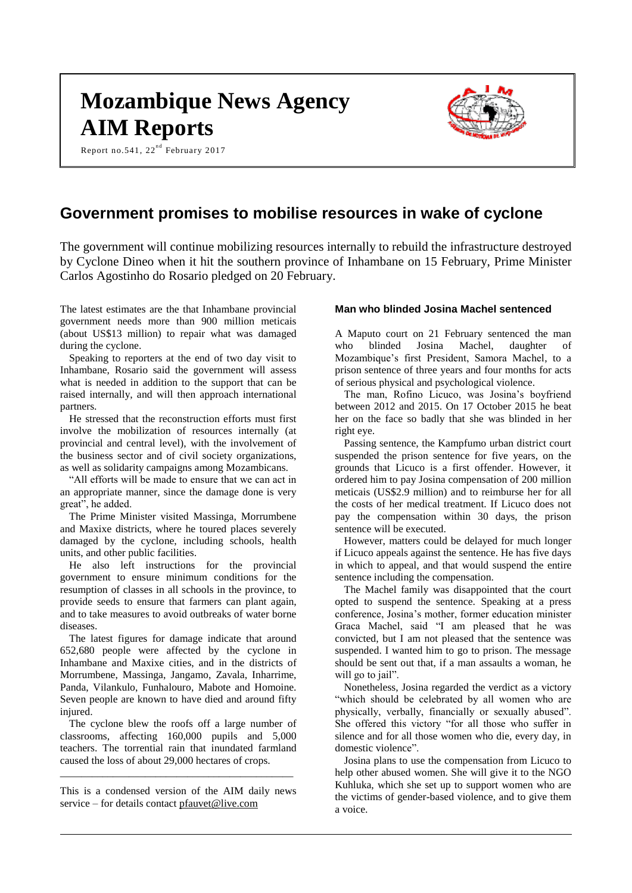# Mozambique News Agency
# AIM Reports

Report no.541, 22nd February 2017

## Government promises to mobilise resources in wake of cyclone

The government will continue mobilizing resources internally to rebuild the infrastructure destroyed by Cyclone Dineo when it hit the southern province of Inhambane on 15 February, Prime Minister Carlos Agostinho do Rosario pledged on 20 February.

The latest estimates are the that Inhambane provincial government needs more than 900 million meticais (about US$13 million) to repair what was damaged during the cyclone.

Speaking to reporters at the end of two day visit to Inhambane, Rosario said the government will assess what is needed in addition to the support that can be raised internally, and will then approach international partners.

He stressed that the reconstruction efforts must first involve the mobilization of resources internally (at provincial and central level), with the involvement of the business sector and of civil society organizations, as well as solidarity campaigns among Mozambicans.

"All efforts will be made to ensure that we can act in an appropriate manner, since the damage done is very great", he added.

The Prime Minister visited Massinga, Morrumbene and Maxixe districts, where he toured places severely damaged by the cyclone, including schools, health units, and other public facilities.

He also left instructions for the provincial government to ensure minimum conditions for the resumption of classes in all schools in the province, to provide seeds to ensure that farmers can plant again, and to take measures to avoid outbreaks of water borne diseases.

The latest figures for damage indicate that around 652,680 people were affected by the cyclone in Inhambane and Maxixe cities, and in the districts of Morrumbene, Massinga, Jangamo, Zavala, Inharrime, Panda, Vilankulo, Funhalouro, Mabote and Homoine. Seven people are known to have died and around fifty injured.

The cyclone blew the roofs off a large number of classrooms, affecting 160,000 pupils and 5,000 teachers. The torrential rain that inundated farmland caused the loss of about 29,000 hectares of crops.

---

This is a condensed version of the AIM daily news service – for details contact pfauvet@live.com

### Man who blinded Josina Machel sentenced

A Maputo court on 21 February sentenced the man who blinded Josina Machel, daughter of Mozambique's first President, Samora Machel, to a prison sentence of three years and four months for acts of serious physical and psychological violence.

The man, Rofino Licuco, was Josina's boyfriend between 2012 and 2015. On 17 October 2015 he beat her on the face so badly that she was blinded in her right eye.

Passing sentence, the Kampfumo urban district court suspended the prison sentence for five years, on the grounds that Licuco is a first offender. However, it ordered him to pay Josina compensation of 200 million meticais (US$2.9 million) and to reimburse her for all the costs of her medical treatment. If Licuco does not pay the compensation within 30 days, the prison sentence will be executed.

However, matters could be delayed for much longer if Licuco appeals against the sentence. He has five days in which to appeal, and that would suspend the entire sentence including the compensation.

The Machel family was disappointed that the court opted to suspend the sentence. Speaking at a press conference, Josina's mother, former education minister Graca Machel, said "I am pleased that he was convicted, but I am not pleased that the sentence was suspended. I wanted him to go to prison. The message should be sent out that, if a man assaults a woman, he will go to jail".

Nonetheless, Josina regarded the verdict as a victory "which should be celebrated by all women who are physically, verbally, financially or sexually abused". She offered this victory "for all those who suffer in silence and for all those women who die, every day, in domestic violence".

Josina plans to use the compensation from Licuco to help other abused women. She will give it to the NGO Kuhluka, which she set up to support women who are the victims of gender-based violence, and to give them a voice.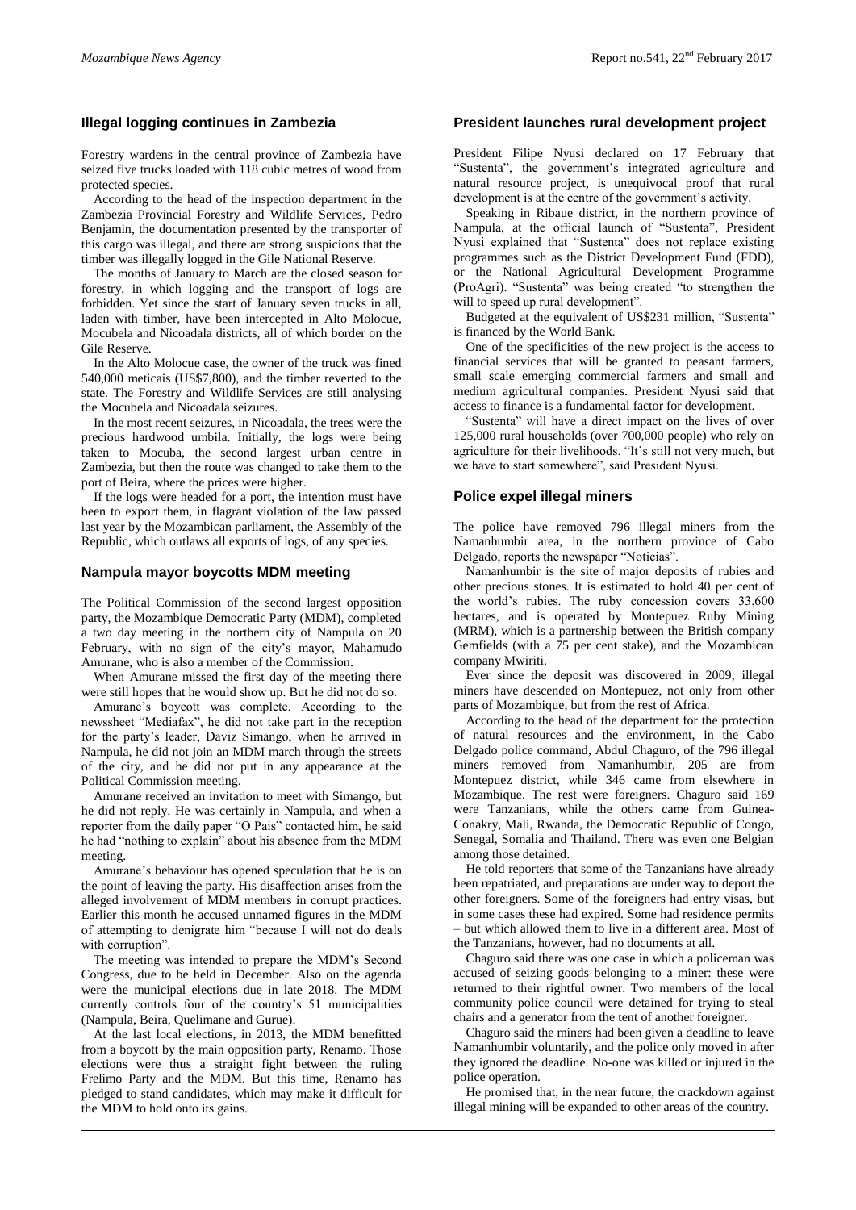## Illegal logging continues in Zambezia

Forestry wardens in the central province of Zambezia have seized five trucks loaded with 118 cubic metres of wood from protected species.

According to the head of the inspection department in the Zambezia Provincial Forestry and Wildlife Services, Pedro Benjamin, the documentation presented by the transporter of this cargo was illegal, and there are strong suspicions that the timber was illegally logged in the Gile National Reserve.

The months of January to March are the closed season for forestry, in which logging and the transport of logs are forbidden. Yet since the start of January seven trucks in all, laden with timber, have been intercepted in Alto Molocue, Mocubela and Nicoadala districts, all of which border on the Gile Reserve.

In the Alto Molocue case, the owner of the truck was fined 540,000 meticais (US$7,800), and the timber reverted to the state. The Forestry and Wildlife Services are still analysing the Mocubela and Nicoadala seizures.

In the most recent seizures, in Nicoadala, the trees were the precious hardwood umbila. Initially, the logs were being taken to Mocuba, the second largest urban centre in Zambezia, but then the route was changed to take them to the port of Beira, where the prices were higher.

If the logs were headed for a port, the intention must have been to export them, in flagrant violation of the law passed last year by the Mozambican parliament, the Assembly of the Republic, which outlaws all exports of logs, of any species.

## Nampula mayor boycotts MDM meeting

The Political Commission of the second largest opposition party, the Mozambique Democratic Party (MDM), completed a two day meeting in the northern city of Nampula on 20 February, with no sign of the city's mayor, Mahamudo Amurane, who is also a member of the Commission.

When Amurane missed the first day of the meeting there were still hopes that he would show up. But he did not do so.

Amurane's boycott was complete. According to the newssheet "Mediafax", he did not take part in the reception for the party's leader, Daviz Simango, when he arrived in Nampula, he did not join an MDM march through the streets of the city, and he did not put in any appearance at the Political Commission meeting.

Amurane received an invitation to meet with Simango, but he did not reply. He was certainly in Nampula, and when a reporter from the daily paper "O Pais" contacted him, he said he had "nothing to explain" about his absence from the MDM meeting.

Amurane's behaviour has opened speculation that he is on the point of leaving the party. His disaffection arises from the alleged involvement of MDM members in corrupt practices. Earlier this month he accused unnamed figures in the MDM of attempting to denigrate him "because I will not do deals with corruption".

The meeting was intended to prepare the MDM's Second Congress, due to be held in December. Also on the agenda were the municipal elections due in late 2018. The MDM currently controls four of the country's 51 municipalities (Nampula, Beira, Quelimane and Gurue).

At the last local elections, in 2013, the MDM benefitted from a boycott by the main opposition party, Renamo. Those elections were thus a straight fight between the ruling Frelimo Party and the MDM. But this time, Renamo has pledged to stand candidates, which may make it difficult for the MDM to hold onto its gains.

## President launches rural development project

President Filipe Nyusi declared on 17 February that "Sustenta", the government's integrated agriculture and natural resource project, is unequivocal proof that rural development is at the centre of the government's activity.

Speaking in Ribaue district, in the northern province of Nampula, at the official launch of "Sustenta", President Nyusi explained that "Sustenta" does not replace existing programmes such as the District Development Fund (FDD), or the National Agricultural Development Programme (ProAgri). "Sustenta" was being created "to strengthen the will to speed up rural development".

Budgeted at the equivalent of US$231 million, "Sustenta" is financed by the World Bank.

One of the specificities of the new project is the access to financial services that will be granted to peasant farmers, small scale emerging commercial farmers and small and medium agricultural companies. President Nyusi said that access to finance is a fundamental factor for development.

"Sustenta" will have a direct impact on the lives of over 125,000 rural households (over 700,000 people) who rely on agriculture for their livelihoods. "It's still not very much, but we have to start somewhere", said President Nyusi.

## Police expel illegal miners

The police have removed 796 illegal miners from the Namanhumbir area, in the northern province of Cabo Delgado, reports the newspaper "Noticias".

Namanhumbir is the site of major deposits of rubies and other precious stones. It is estimated to hold 40 per cent of the world's rubies. The ruby concession covers 33,600 hectares, and is operated by Montepuez Ruby Mining (MRM), which is a partnership between the British company Gemfields (with a 75 per cent stake), and the Mozambican company Mwiriti.

Ever since the deposit was discovered in 2009, illegal miners have descended on Montepuez, not only from other parts of Mozambique, but from the rest of Africa.

According to the head of the department for the protection of natural resources and the environment, in the Cabo Delgado police command, Abdul Chaguro, of the 796 illegal miners removed from Namanhumbir, 205 are from Montepuez district, while 346 came from elsewhere in Mozambique. The rest were foreigners. Chaguro said 169 were Tanzanians, while the others came from Guinea-Conakry, Mali, Rwanda, the Democratic Republic of Congo, Senegal, Somalia and Thailand. There was even one Belgian among those detained.

He told reporters that some of the Tanzanians have already been repatriated, and preparations are under way to deport the other foreigners. Some of the foreigners had entry visas, but in some cases these had expired. Some had residence permits – but which allowed them to live in a different area. Most of the Tanzanians, however, had no documents at all.

Chaguro said there was one case in which a policeman was accused of seizing goods belonging to a miner: these were returned to their rightful owner. Two members of the local community police council were detained for trying to steal chairs and a generator from the tent of another foreigner.

Chaguro said the miners had been given a deadline to leave Namanhumbir voluntarily, and the police only moved in after they ignored the deadline. No-one was killed or injured in the police operation.

He promised that, in the near future, the crackdown against illegal mining will be expanded to other areas of the country.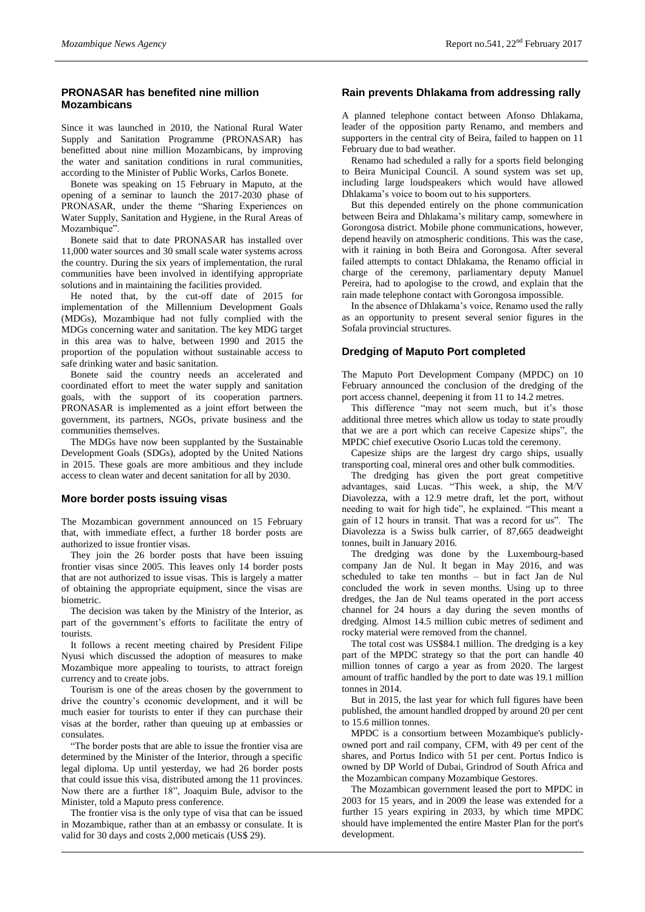## PRONASAR has benefited nine million Mozambicans

Since it was launched in 2010, the National Rural Water Supply and Sanitation Programme (PRONASAR) has benefitted about nine million Mozambicans, by improving the water and sanitation conditions in rural communities, according to the Minister of Public Works, Carlos Bonete.

Bonete was speaking on 15 February in Maputo, at the opening of a seminar to launch the 2017-2030 phase of PRONASAR, under the theme "Sharing Experiences on Water Supply, Sanitation and Hygiene, in the Rural Areas of Mozambique".

Bonete said that to date PRONASAR has installed over 11,000 water sources and 30 small scale water systems across the country. During the six years of implementation, the rural communities have been involved in identifying appropriate solutions and in maintaining the facilities provided.

He noted that, by the cut-off date of 2015 for implementation of the Millennium Development Goals (MDGs), Mozambique had not fully complied with the MDGs concerning water and sanitation. The key MDG target in this area was to halve, between 1990 and 2015 the proportion of the population without sustainable access to safe drinking water and basic sanitation.

Bonete said the country needs an accelerated and coordinated effort to meet the water supply and sanitation goals, with the support of its cooperation partners. PRONASAR is implemented as a joint effort between the government, its partners, NGOs, private business and the communities themselves.

The MDGs have now been supplanted by the Sustainable Development Goals (SDGs), adopted by the United Nations in 2015. These goals are more ambitious and they include access to clean water and decent sanitation for all by 2030.

## More border posts issuing visas

The Mozambican government announced on 15 February that, with immediate effect, a further 18 border posts are authorized to issue frontier visas.

They join the 26 border posts that have been issuing frontier visas since 2005. This leaves only 14 border posts that are not authorized to issue visas. This is largely a matter of obtaining the appropriate equipment, since the visas are biometric.

The decision was taken by the Ministry of the Interior, as part of the government's efforts to facilitate the entry of tourists.

It follows a recent meeting chaired by President Filipe Nyusi which discussed the adoption of measures to make Mozambique more appealing to tourists, to attract foreign currency and to create jobs.

Tourism is one of the areas chosen by the government to drive the country's economic development, and it will be much easier for tourists to enter if they can purchase their visas at the border, rather than queuing up at embassies or consulates.

"The border posts that are able to issue the frontier visa are determined by the Minister of the Interior, through a specific legal diploma. Up until yesterday, we had 26 border posts that could issue this visa, distributed among the 11 provinces. Now there are a further 18", Joaquim Bule, advisor to the Minister, told a Maputo press conference.

The frontier visa is the only type of visa that can be issued in Mozambique, rather than at an embassy or consulate. It is valid for 30 days and costs 2,000 meticais (US$ 29).

## Rain prevents Dhlakama from addressing rally

A planned telephone contact between Afonso Dhlakama, leader of the opposition party Renamo, and members and supporters in the central city of Beira, failed to happen on 11 February due to bad weather.

Renamo had scheduled a rally for a sports field belonging to Beira Municipal Council. A sound system was set up, including large loudspeakers which would have allowed Dhlakama's voice to boom out to his supporters.

But this depended entirely on the phone communication between Beira and Dhlakama's military camp, somewhere in Gorongosa district. Mobile phone communications, however, depend heavily on atmospheric conditions. This was the case, with it raining in both Beira and Gorongosa. After several failed attempts to contact Dhlakama, the Renamo official in charge of the ceremony, parliamentary deputy Manuel Pereira, had to apologise to the crowd, and explain that the rain made telephone contact with Gorongosa impossible.

In the absence of Dhlakama's voice, Renamo used the rally as an opportunity to present several senior figures in the Sofala provincial structures.

## Dredging of Maputo Port completed

The Maputo Port Development Company (MPDC) on 10 February announced the conclusion of the dredging of the port access channel, deepening it from 11 to 14.2 metres.

This difference "may not seem much, but it's those additional three metres which allow us today to state proudly that we are a port which can receive Capesize ships", the MPDC chief executive Osorio Lucas told the ceremony.

Capesize ships are the largest dry cargo ships, usually transporting coal, mineral ores and other bulk commodities.

The dredging has given the port great competitive advantages, said Lucas. "This week, a ship, the M/V Diavolezza, with a 12.9 metre draft, let the port, without needing to wait for high tide", he explained. "This meant a gain of 12 hours in transit. That was a record for us". The Diavolezza is a Swiss bulk carrier, of 87,665 deadweight tonnes, built in January 2016.

The dredging was done by the Luxembourg-based company Jan de Nul. It began in May 2016, and was scheduled to take ten months – but in fact Jan de Nul concluded the work in seven months. Using up to three dredges, the Jan de Nul teams operated in the port access channel for 24 hours a day during the seven months of dredging. Almost 14.5 million cubic metres of sediment and rocky material were removed from the channel.

The total cost was US$84.1 million. The dredging is a key part of the MPDC strategy so that the port can handle 40 million tonnes of cargo a year as from 2020. The largest amount of traffic handled by the port to date was 19.1 million tonnes in 2014.

But in 2015, the last year for which full figures have been published, the amount handled dropped by around 20 per cent to 15.6 million tonnes.

MPDC is a consortium between Mozambique's publicly-owned port and rail company, CFM, with 49 per cent of the shares, and Portus Indico with 51 per cent. Portus Indico is owned by DP World of Dubai, Grindrod of South Africa and the Mozambican company Mozambique Gestores.

The Mozambican government leased the port to MPDC in 2003 for 15 years, and in 2009 the lease was extended for a further 15 years expiring in 2033, by which time MPDC should have implemented the entire Master Plan for the port's development.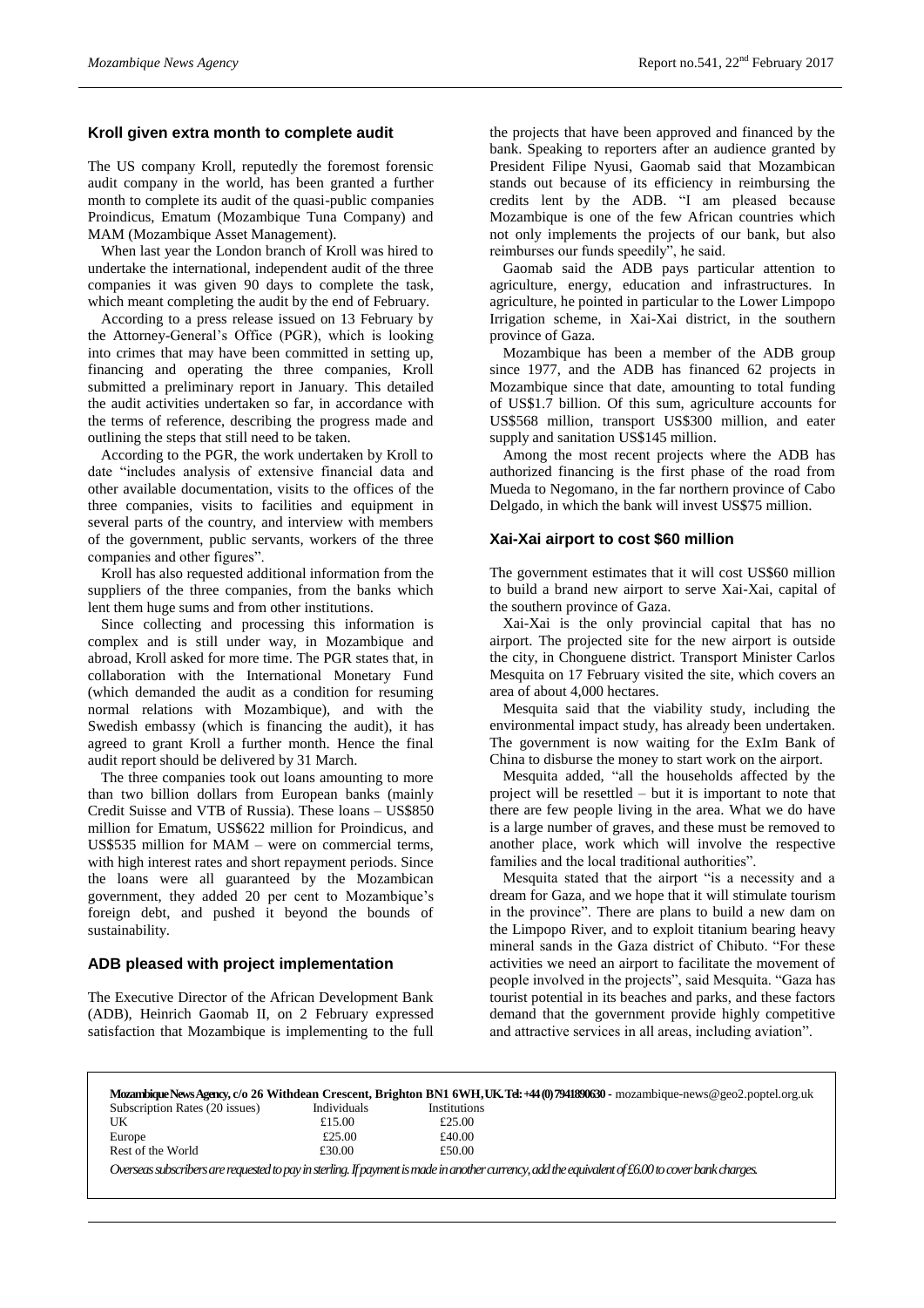## Kroll given extra month to complete audit

The US company Kroll, reputedly the foremost forensic audit company in the world, has been granted a further month to complete its audit of the quasi-public companies Proindicus, Ematum (Mozambique Tuna Company) and MAM (Mozambique Asset Management).

When last year the London branch of Kroll was hired to undertake the international, independent audit of the three companies it was given 90 days to complete the task, which meant completing the audit by the end of February.

According to a press release issued on 13 February by the Attorney-General's Office (PGR), which is looking into crimes that may have been committed in setting up, financing and operating the three companies, Kroll submitted a preliminary report in January. This detailed the audit activities undertaken so far, in accordance with the terms of reference, describing the progress made and outlining the steps that still need to be taken.

According to the PGR, the work undertaken by Kroll to date "includes analysis of extensive financial data and other available documentation, visits to the offices of the three companies, visits to facilities and equipment in several parts of the country, and interview with members of the government, public servants, workers of the three companies and other figures".

Kroll has also requested additional information from the suppliers of the three companies, from the banks which lent them huge sums and from other institutions.

Since collecting and processing this information is complex and is still under way, in Mozambique and abroad, Kroll asked for more time. The PGR states that, in collaboration with the International Monetary Fund (which demanded the audit as a condition for resuming normal relations with Mozambique), and with the Swedish embassy (which is financing the audit), it has agreed to grant Kroll a further month. Hence the final audit report should be delivered by 31 March.

The three companies took out loans amounting to more than two billion dollars from European banks (mainly Credit Suisse and VTB of Russia). These loans – US$850 million for Ematum, US$622 million for Proindicus, and US$535 million for MAM – were on commercial terms, with high interest rates and short repayment periods. Since the loans were all guaranteed by the Mozambican government, they added 20 per cent to Mozambique's foreign debt, and pushed it beyond the bounds of sustainability.

## ADB pleased with project implementation

The Executive Director of the African Development Bank (ADB), Heinrich Gaomab II, on 2 February expressed satisfaction that Mozambique is implementing to the full the projects that have been approved and financed by the bank. Speaking to reporters after an audience granted by President Filipe Nyusi, Gaomab said that Mozambican stands out because of its efficiency in reimbursing the credits lent by the ADB. "I am pleased because Mozambique is one of the few African countries which not only implements the projects of our bank, but also reimburses our funds speedily", he said.

Gaomab said the ADB pays particular attention to agriculture, energy, education and infrastructures. In agriculture, he pointed in particular to the Lower Limpopo Irrigation scheme, in Xai-Xai district, in the southern province of Gaza.

Mozambique has been a member of the ADB group since 1977, and the ADB has financed 62 projects in Mozambique since that date, amounting to total funding of US$1.7 billion. Of this sum, agriculture accounts for US$568 million, transport US$300 million, and eater supply and sanitation US$145 million.

Among the most recent projects where the ADB has authorized financing is the first phase of the road from Mueda to Negomano, in the far northern province of Cabo Delgado, in which the bank will invest US$75 million.

## Xai-Xai airport to cost $60 million

The government estimates that it will cost US$60 million to build a brand new airport to serve Xai-Xai, capital of the southern province of Gaza.

Xai-Xai is the only provincial capital that has no airport. The projected site for the new airport is outside the city, in Chonguene district. Transport Minister Carlos Mesquita on 17 February visited the site, which covers an area of about 4,000 hectares.

Mesquita said that the viability study, including the environmental impact study, has already been undertaken. The government is now waiting for the ExIm Bank of China to disburse the money to start work on the airport.

Mesquita added, "all the households affected by the project will be resettled – but it is important to note that there are few people living in the area. What we do have is a large number of graves, and these must be removed to another place, work which will involve the respective families and the local traditional authorities".

Mesquita stated that the airport "is a necessity and a dream for Gaza, and we hope that it will stimulate tourism in the province". There are plans to build a new dam on the Limpopo River, and to exploit titanium bearing heavy mineral sands in the Gaza district of Chibuto. "For these activities we need an airport to facilitate the movement of people involved in the projects", said Mesquita. "Gaza has tourist potential in its beaches and parks, and these factors demand that the government provide highly competitive and attractive services in all areas, including aviation".

---

**Mozambique News Agency, c/o 26 Withdean Crescent, Brighton BN1 6WH, UK. Tel: +44 (0) 7941890630** - mozambique-news@geo2.poptel.org.uk

| Subscription Rates (20 issues) | Individuals | Institutions |
| --- | --- | --- |
| UK | £15.00 | £25.00 |
| Europe | £25.00 | £40.00 |
| Rest of the World | £30.00 | £50.00 |

*Overseas subscribers are requested to pay in sterling. If payment is made in another currency, add the equivalent of £6.00 to cover bank charges.*